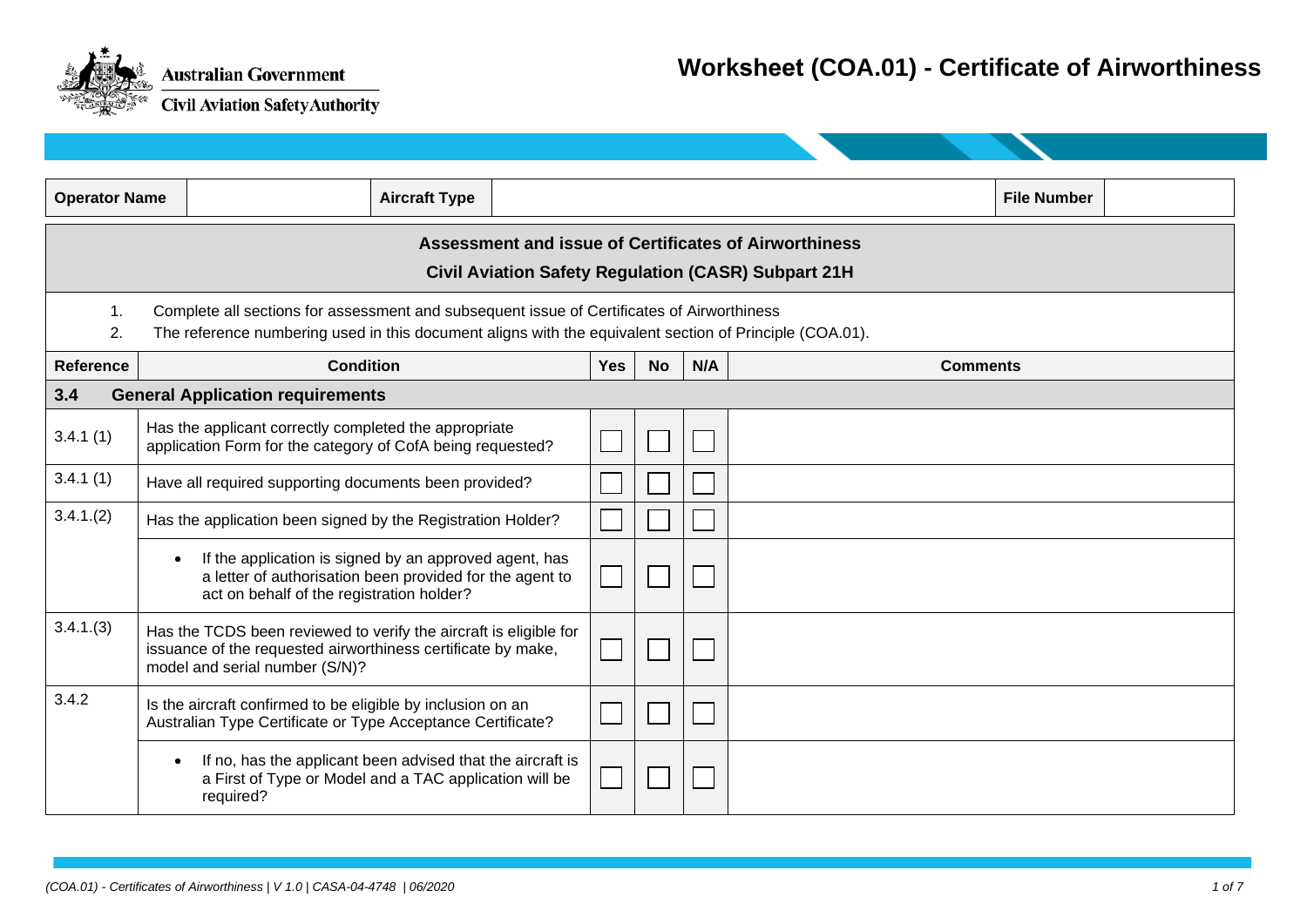Australian Government
Civil Aviation Safety Authority

# Worksheet (COA.01) - Certificate of Airworthiness

| Operator Name | | Aircraft Type | | File Number | |
|---|---|---|---|---|---|

## Assessment and issue of Certificates of Airworthiness

### Civil Aviation Safety Regulation (CASR) Subpart 21H

1. Complete all sections for assessment and subsequent issue of Certificates of Airworthiness
2. The reference numbering used in this document aligns with the equivalent section of Principle (COA.01).

| Reference | Condition | Yes | No | N/A | Comments |
|---|---|---|---|---|---|
| **3.4** | **General Application requirements** | | | | |
| 3.4.1 (1) | Has the applicant correctly completed the appropriate application Form for the category of CofA being requested? | ☐ | ☐ | ☐ | |
| 3.4.1 (1) | Have all required supporting documents been provided? | ☐ | ☐ | ☐ | |
| 3.4.1.(2) | Has the application been signed by the Registration Holder? | ☐ | ☐ | ☐ | |
| | • If the application is signed by an approved agent, has a letter of authorisation been provided for the agent to act on behalf of the registration holder? | ☐ | ☐ | ☐ | |
| 3.4.1.(3) | Has the TCDS been reviewed to verify the aircraft is eligible for issuance of the requested airworthiness certificate by make, model and serial number (S/N)? | ☐ | ☐ | ☐ | |
| 3.4.2 | Is the aircraft confirmed to be eligible by inclusion on an Australian Type Certificate or Type Acceptance Certificate? | ☐ | ☐ | ☐ | |
| | • If no, has the applicant been advised that the aircraft is a First of Type or Model and a TAC application will be required? | ☐ | ☐ | ☐ | |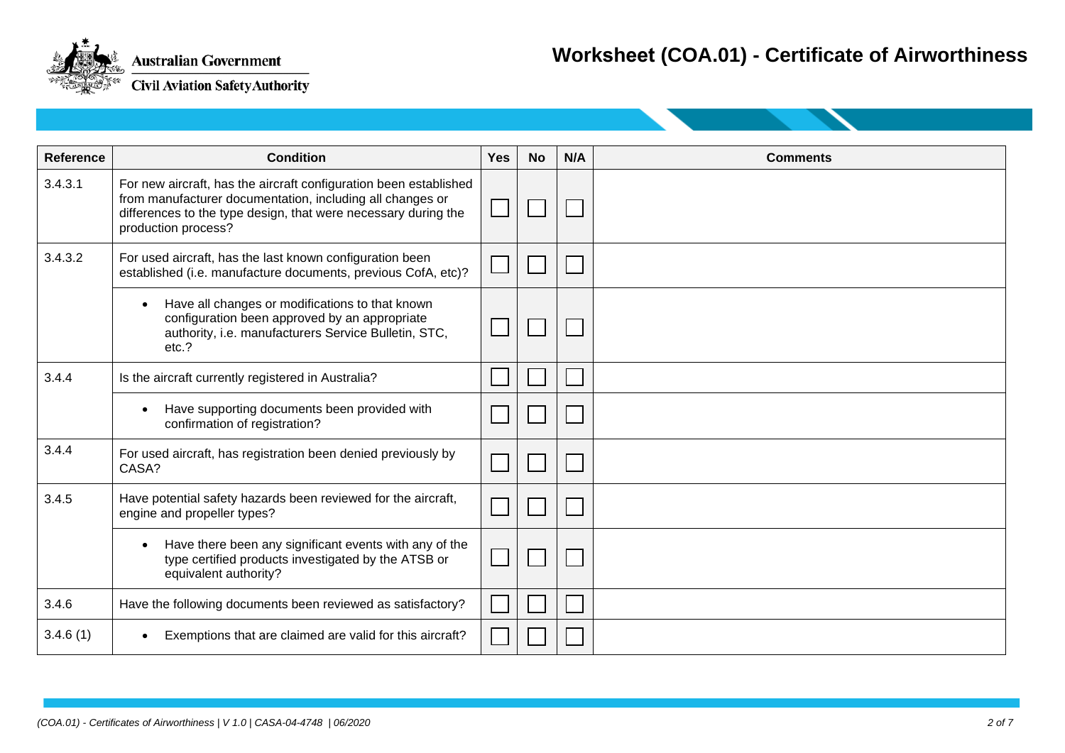# Worksheet (COA.01) - Certificate of Airworthiness

| Reference | Condition | Yes | No | N/A | Comments |
|---|---|---|---|---|---|
| 3.4.3.1 | For new aircraft, has the aircraft configuration been established from manufacturer documentation, including all changes or differences to the type design, that were necessary during the production process? | ☐ | ☐ | ☐ | |
| 3.4.3.2 | For used aircraft, has the last known configuration been established (i.e. manufacture documents, previous CofA, etc)? | ☐ | ☐ | ☐ | |
| | • Have all changes or modifications to that known configuration been approved by an appropriate authority, i.e. manufacturers Service Bulletin, STC, etc.? | ☐ | ☐ | ☐ | |
| 3.4.4 | Is the aircraft currently registered in Australia? | ☐ | ☐ | ☐ | |
| | • Have supporting documents been provided with confirmation of registration? | ☐ | ☐ | ☐ | |
| 3.4.4 | For used aircraft, has registration been denied previously by CASA? | ☐ | ☐ | ☐ | |
| 3.4.5 | Have potential safety hazards been reviewed for the aircraft, engine and propeller types? | ☐ | ☐ | ☐ | |
| | • Have there been any significant events with any of the type certified products investigated by the ATSB or equivalent authority? | ☐ | ☐ | ☐ | |
| 3.4.6 | Have the following documents been reviewed as satisfactory? | ☐ | ☐ | ☐ | |
| 3.4.6 (1) | • Exemptions that are claimed are valid for this aircraft? | ☐ | ☐ | ☐ | |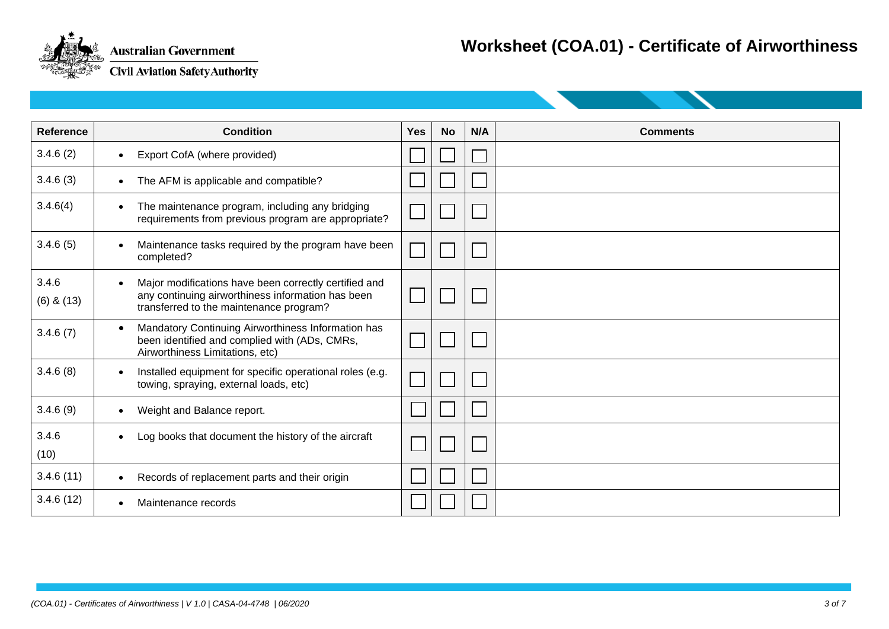| Reference | Condition | Yes | No | N/A | Comments |
|---|---|---|---|---|---|
| 3.4.6 (2) | • Export CofA (where provided) | ☐ | ☐ | ☐ | |
| 3.4.6 (3) | • The AFM is applicable and compatible? | ☐ | ☐ | ☐ | |
| 3.4.6(4) | • The maintenance program, including any bridging requirements from previous program are appropriate? | ☐ | ☐ | ☐ | |
| 3.4.6 (5) | • Maintenance tasks required by the program have been completed? | ☐ | ☐ | ☐ | |
| 3.4.6 (6) & (13) | • Major modifications have been correctly certified and any continuing airworthiness information has been transferred to the maintenance program? | ☐ | ☐ | ☐ | |
| 3.4.6 (7) | • Mandatory Continuing Airworthiness Information has been identified and complied with (ADs, CMRs, Airworthiness Limitations, etc) | ☐ | ☐ | ☐ | |
| 3.4.6 (8) | • Installed equipment for specific operational roles (e.g. towing, spraying, external loads, etc) | ☐ | ☐ | ☐ | |
| 3.4.6 (9) | • Weight and Balance report. | ☐ | ☐ | ☐ | |
| 3.4.6 (10) | • Log books that document the history of the aircraft | ☐ | ☐ | ☐ | |
| 3.4.6 (11) | • Records of replacement parts and their origin | ☐ | ☐ | ☐ | |
| 3.4.6 (12) | • Maintenance records | ☐ | ☐ | ☐ | |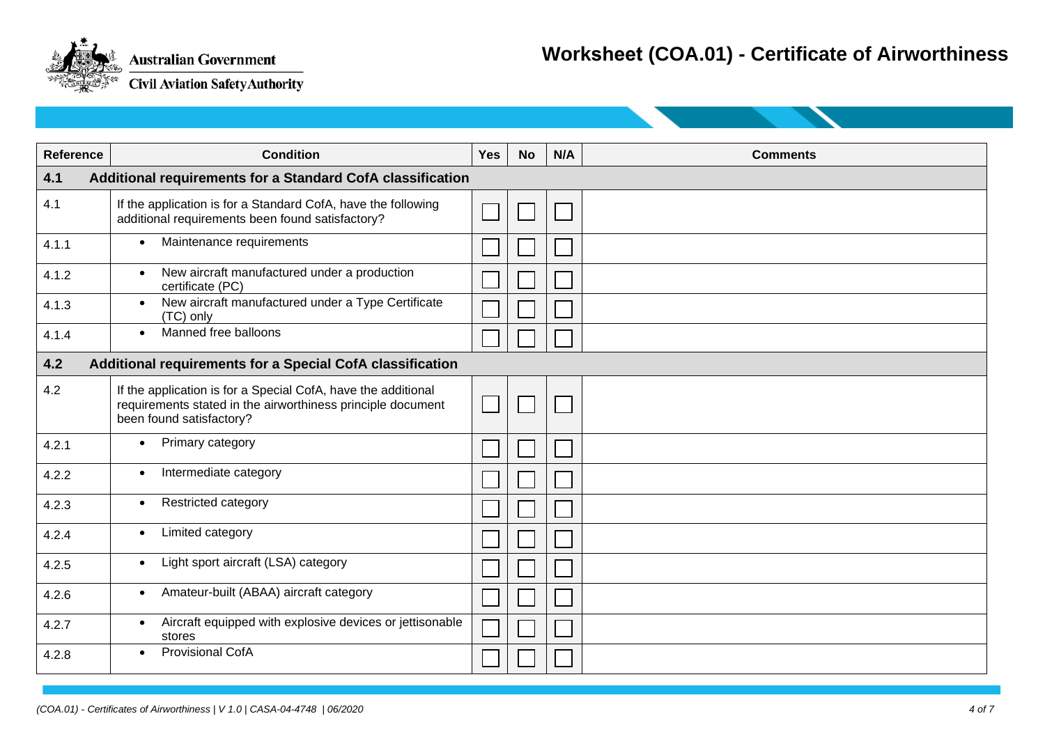| Reference | Condition | Yes | No | N/A | Comments |
|---|---|---|---|---|---|
| **4.1** | **Additional requirements for a Standard CofA classification** | | | | |
| 4.1 | If the application is for a Standard CofA, have the following additional requirements been found satisfactory? | ☐ | ☐ | ☐ | |
| 4.1.1 | • Maintenance requirements | ☐ | ☐ | ☐ | |
| 4.1.2 | • New aircraft manufactured under a production certificate (PC) | ☐ | ☐ | ☐ | |
| 4.1.3 | • New aircraft manufactured under a Type Certificate (TC) only | ☐ | ☐ | ☐ | |
| 4.1.4 | • Manned free balloons | ☐ | ☐ | ☐ | |
| **4.2** | **Additional requirements for a Special CofA classification** | | | | |
| 4.2 | If the application is for a Special CofA, have the additional requirements stated in the airworthiness principle document been found satisfactory? | ☐ | ☐ | ☐ | |
| 4.2.1 | • Primary category | ☐ | ☐ | ☐ | |
| 4.2.2 | • Intermediate category | ☐ | ☐ | ☐ | |
| 4.2.3 | • Restricted category | ☐ | ☐ | ☐ | |
| 4.2.4 | • Limited category | ☐ | ☐ | ☐ | |
| 4.2.5 | • Light sport aircraft (LSA) category | ☐ | ☐ | ☐ | |
| 4.2.6 | • Amateur-built (ABAA) aircraft category | ☐ | ☐ | ☐ | |
| 4.2.7 | • Aircraft equipped with explosive devices or jettisonable stores | ☐ | ☐ | ☐ | |
| 4.2.8 | • Provisional CofA | ☐ | ☐ | ☐ | |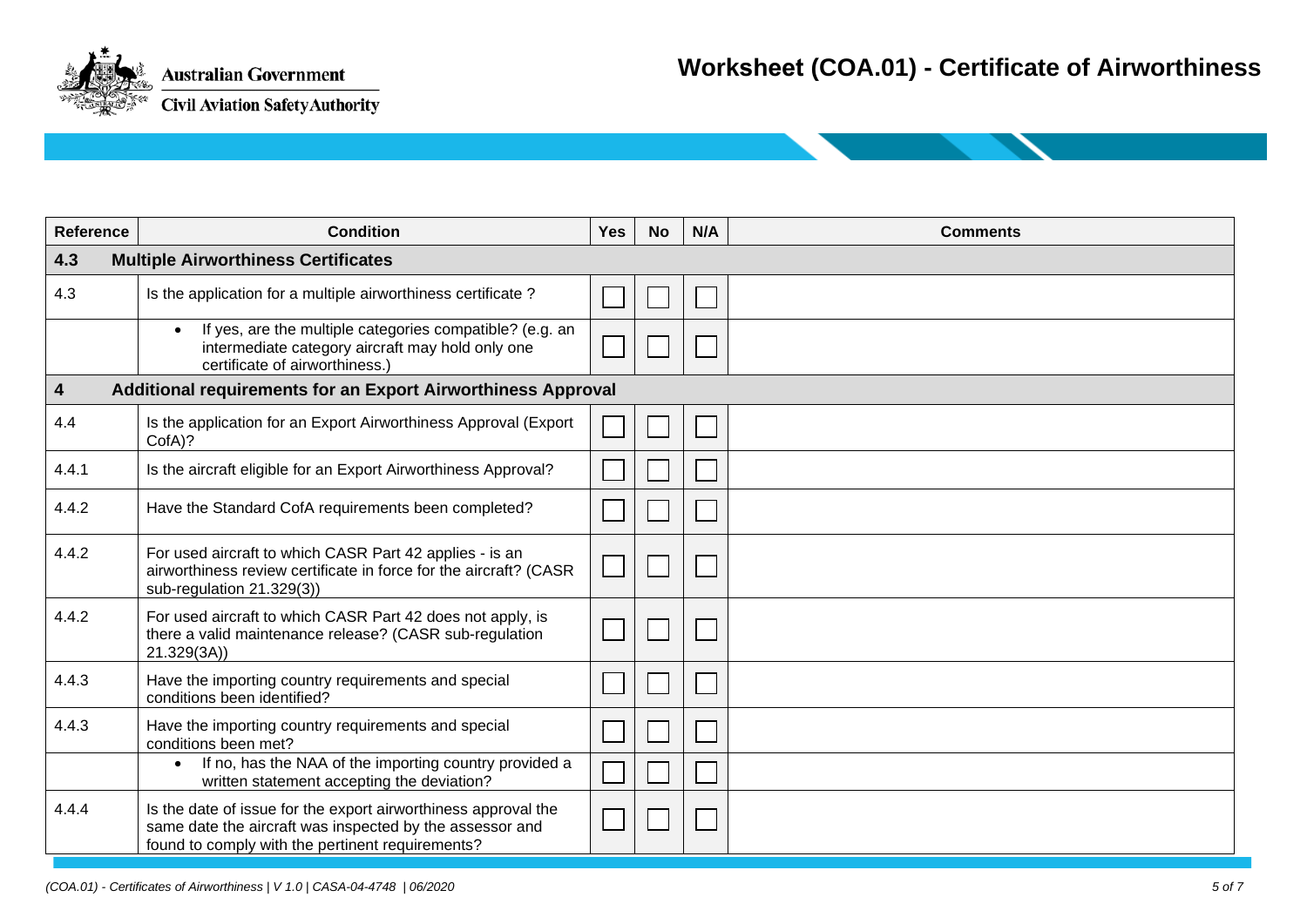| Reference | Condition | Yes | No | N/A | Comments |
|---|---|---|---|---|---|
| **4.3** | **Multiple Airworthiness Certificates** | | | | |
| 4.3 | Is the application for a multiple airworthiness certificate ? | ☐ | ☐ | ☐ | |
| | • If yes, are the multiple categories compatible? (e.g. an intermediate category aircraft may hold only one certificate of airworthiness.) | ☐ | ☐ | ☐ | |
| **4** | **Additional requirements for an Export Airworthiness Approval** | | | | |
| 4.4 | Is the application for an Export Airworthiness Approval (Export CofA)? | ☐ | ☐ | ☐ | |
| 4.4.1 | Is the aircraft eligible for an Export Airworthiness Approval? | ☐ | ☐ | ☐ | |
| 4.4.2 | Have the Standard CofA requirements been completed? | ☐ | ☐ | ☐ | |
| 4.4.2 | For used aircraft to which CASR Part 42 applies - is an airworthiness review certificate in force for the aircraft? (CASR sub-regulation 21.329(3)) | ☐ | ☐ | ☐ | |
| 4.4.2 | For used aircraft to which CASR Part 42 does not apply, is there a valid maintenance release? (CASR sub-regulation 21.329(3A)) | ☐ | ☐ | ☐ | |
| 4.4.3 | Have the importing country requirements and special conditions been identified? | ☐ | ☐ | ☐ | |
| 4.4.3 | Have the importing country requirements and special conditions been met? | ☐ | ☐ | ☐ | |
| | • If no, has the NAA of the importing country provided a written statement accepting the deviation? | ☐ | ☐ | ☐ | |
| 4.4.4 | Is the date of issue for the export airworthiness approval the same date the aircraft was inspected by the assessor and found to comply with the pertinent requirements? | ☐ | ☐ | ☐ | |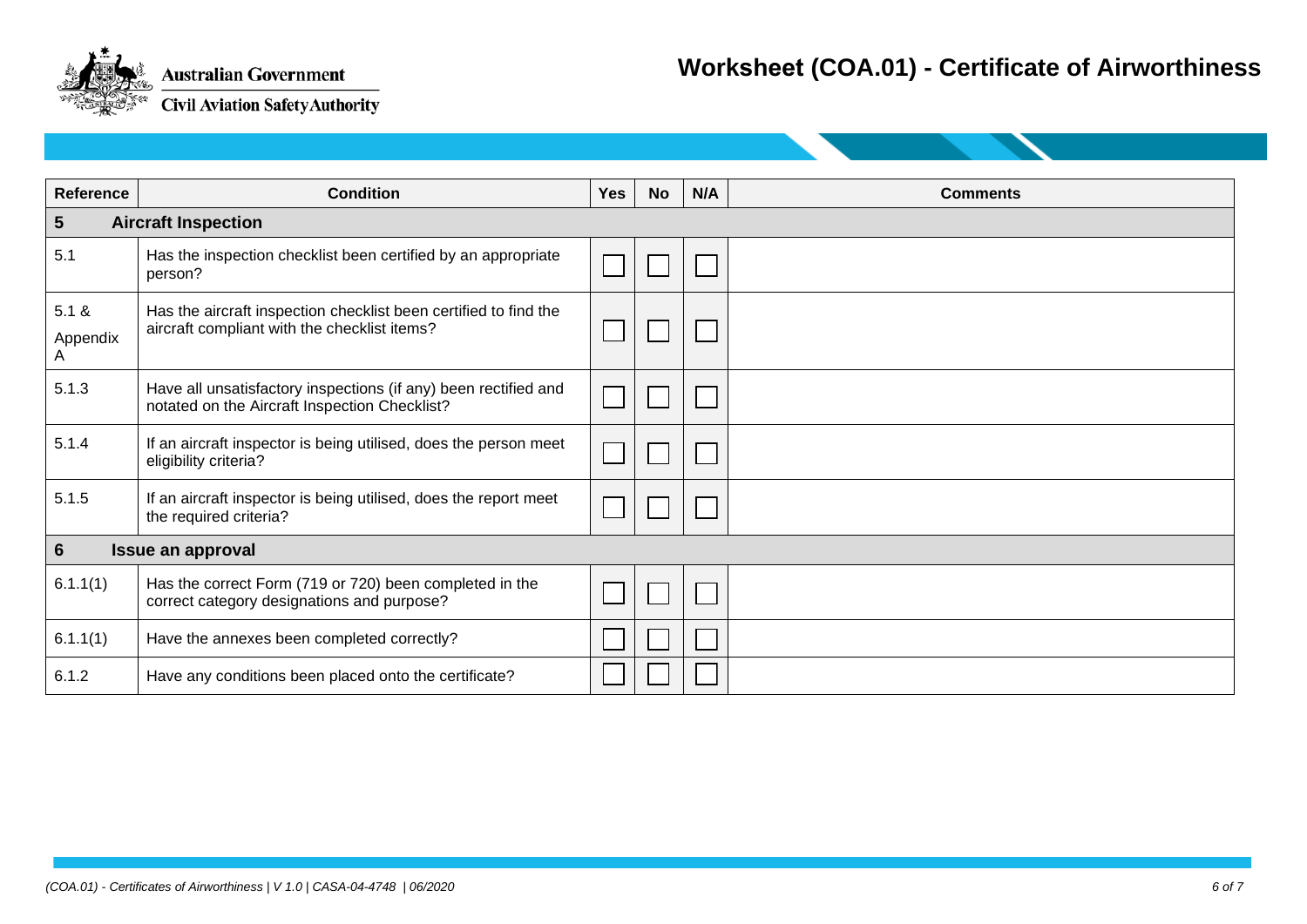# Worksheet (COA.01) - Certificate of Airworthiness

| Reference | Condition | Yes | No | N/A | Comments |
|---|---|---|---|---|---|
| **5** | **Aircraft Inspection** | | | | |
| 5.1 | Has the inspection checklist been certified by an appropriate person? | ☐ | ☐ | ☐ | |
| 5.1 & Appendix A | Has the aircraft inspection checklist been certified to find the aircraft compliant with the checklist items? | ☐ | ☐ | ☐ | |
| 5.1.3 | Have all unsatisfactory inspections (if any) been rectified and notated on the Aircraft Inspection Checklist? | ☐ | ☐ | ☐ | |
| 5.1.4 | If an aircraft inspector is being utilised, does the person meet eligibility criteria? | ☐ | ☐ | ☐ | |
| 5.1.5 | If an aircraft inspector is being utilised, does the report meet the required criteria? | ☐ | ☐ | ☐ | |
| **6** | **Issue an approval** | | | | |
| 6.1.1(1) | Has the correct Form (719 or 720) been completed in the correct category designations and purpose? | ☐ | ☐ | ☐ | |
| 6.1.1(1) | Have the annexes been completed correctly? | ☐ | ☐ | ☐ | |
| 6.1.2 | Have any conditions been placed onto the certificate? | ☐ | ☐ | ☐ | |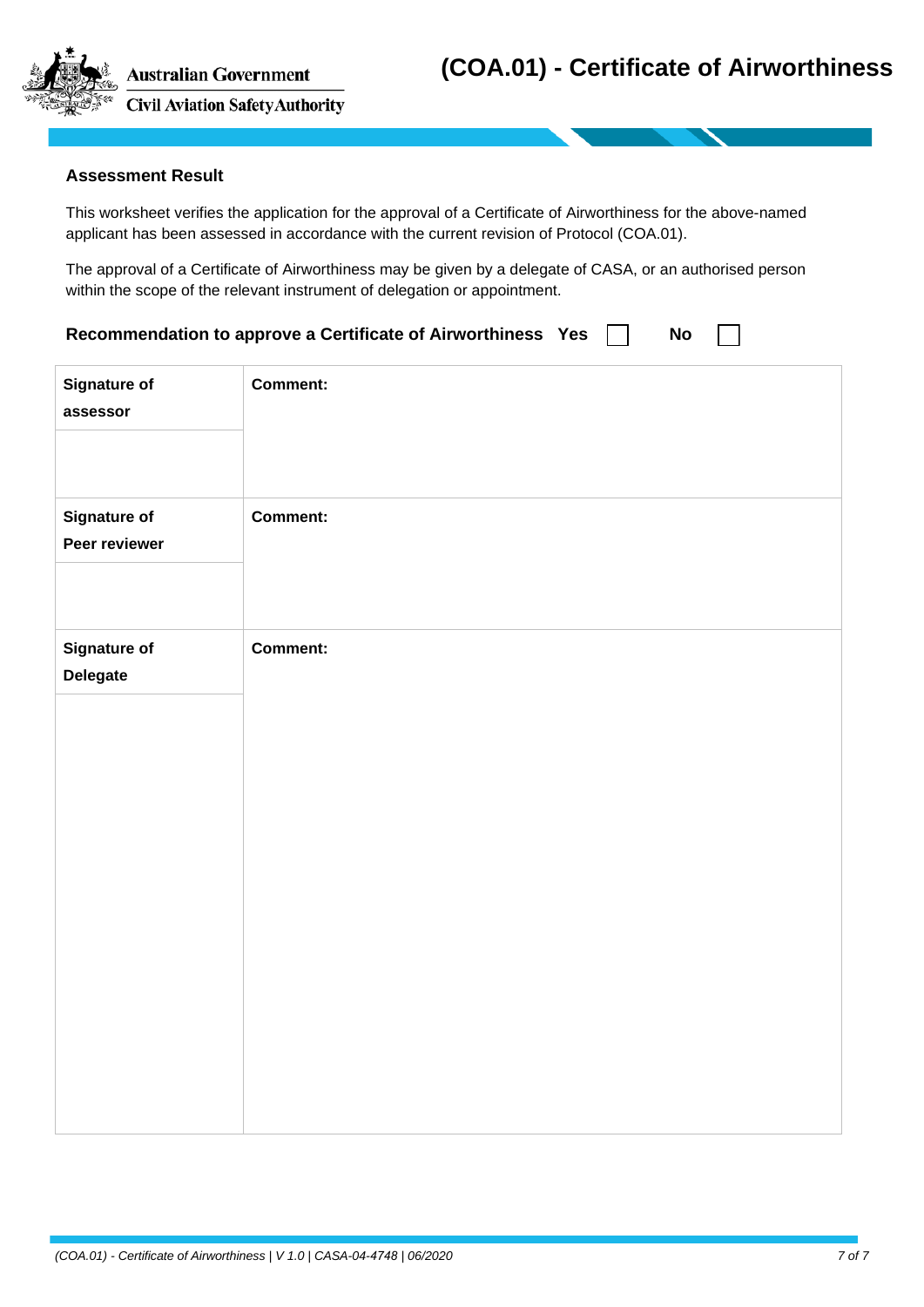## Assessment Result

This worksheet verifies the application for the approval of a Certificate of Airworthiness for the above-named applicant has been assessed in accordance with the current revision of Protocol (COA.01).

The approval of a Certificate of Airworthiness may be given by a delegate of CASA, or an authorised person within the scope of the relevant instrument of delegation or appointment.

**Recommendation to approve a Certificate of Airworthiness Yes ☐ No ☐**

| | |
|---|---|
| **Signature of assessor** | **Comment:** |
| | |
| **Signature of Peer reviewer** | **Comment:** |
| | |
| **Signature of Delegate** | **Comment:** |
| | |